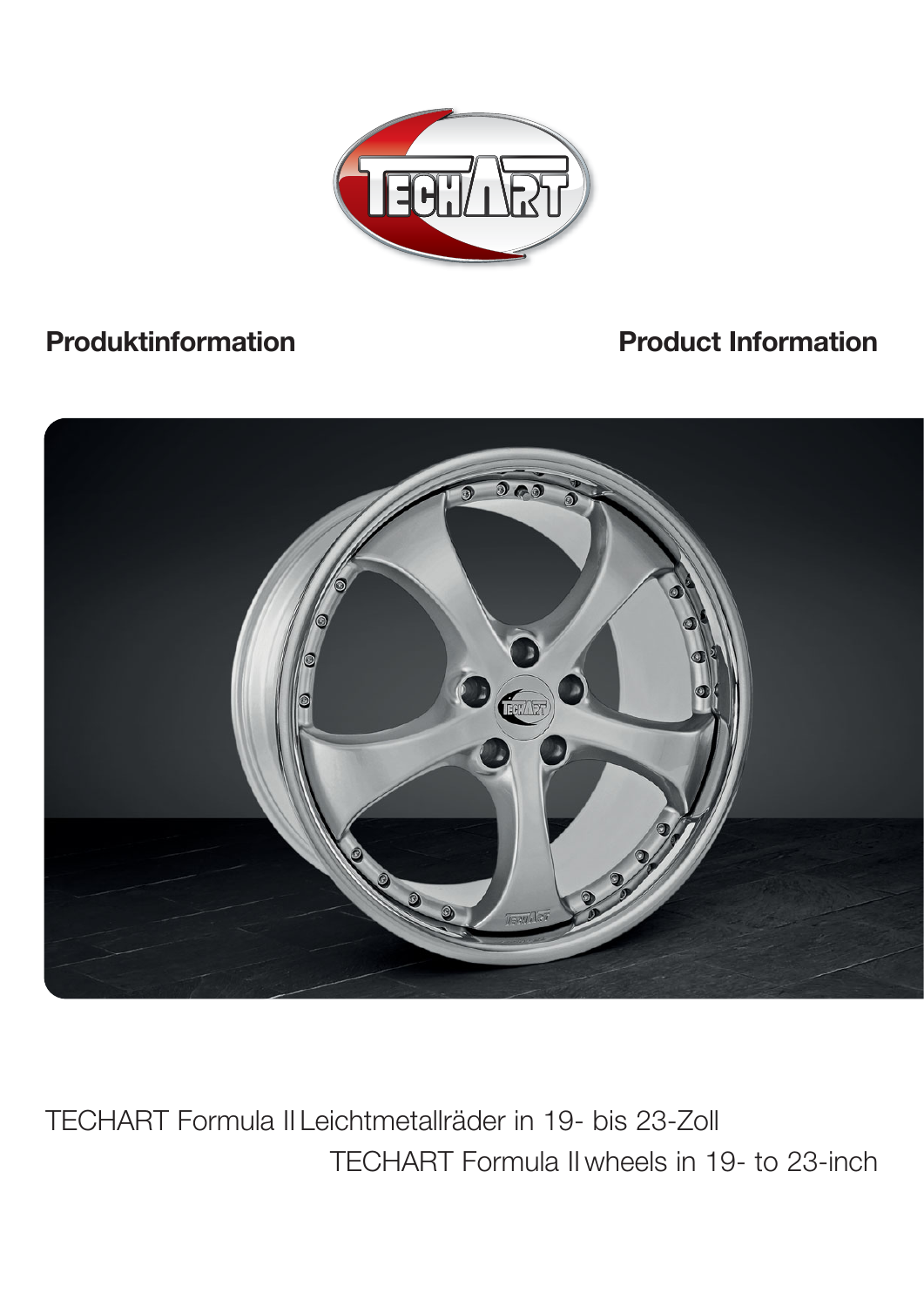**Produktinformation**

**Product Information**

TECHART Formula II Leichtmetallräder in 19- bis 23-Zoll

TECHART Formula II wheels in 19- to 23-inch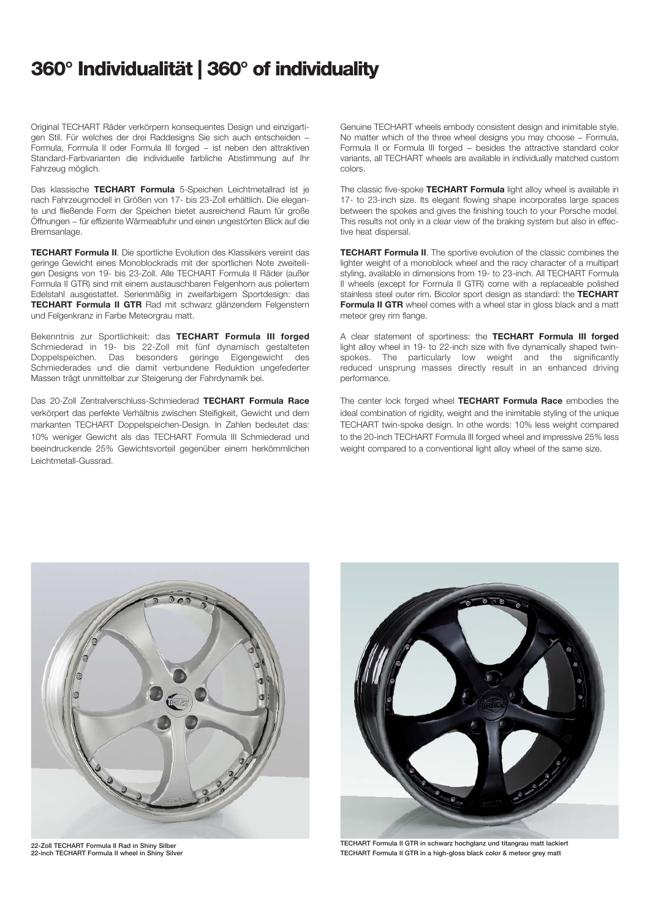# 360° Individualität | 360° of individuality

Original TECHART Räder verkörpern konsequentes Design und einzigartigen Stil. Für welches der drei Raddesigns Sie sich auch entscheiden – Formula, Formula II oder Formula III forged – ist neben den attraktiven Standard-Farbvarianten die individuelle farbliche Abstimmung auf Ihr Fahrzeug möglich.

Das klassische **TECHART Formula** 5-Speichen Leichtmetallrad ist je nach Fahrzeugmodell in Größen von 17- bis 23-Zoll erhältlich. Die elegante und fließende Form der Speichen bietet ausreichend Raum für große Öffnungen – für effiziente Wärmeabfuhr und einen ungestörten Blick auf die Bremsanlage.

**TECHART Formula II**. Die sportliche Evolution des Klassikers vereint das geringe Gewicht eines Monoblockrads mit der sportlichen Note zweiteiligen Designs von 19- bis 23-Zoll. Alle TECHART Formula II Räder (außer Formula II GTR) sind mit einem austauschbaren Felgenhorn aus poliertem Edelstahl ausgestattet. Serienmäßig in zweifarbigem Sportdesign: das **TECHART Formula II GTR** Rad mit schwarz glänzendem Felgenstern und Felgenkranz in Farbe Meteorgrau matt.

Bekenntnis zur Sportlichkeit: das **TECHART Formula III forged** Schmiederad in 19- bis 22-Zoll mit fünf dynamisch gestalteten Doppelspeichen. Das besonders geringe Eigengewicht des Schmiederades und die damit verbundene Reduktion ungefederter Massen trägt unmittelbar zur Steigerung der Fahrdynamik bei.

Das 20-Zoll Zentralverschluss-Schmiederad **TECHART Formula Race** verkörpert das perfekte Verhältnis zwischen Steifigkeit, Gewicht und dem markanten TECHART Doppelspeichen-Design. In Zahlen bedeutet das: 10% weniger Gewicht als das TECHART Formula III Schmiederad und beeindruckende 25% Gewichtsvorteil gegenüber einem herkömmlichen Leichtmetall-Gussrad.

Genuine TECHART wheels embody consistent design and inimitable style. No matter which of the three wheel designs you may choose – Formula, Formula II or Formula III forged – besides the attractive standard color variants, all TECHART wheels are available in individually matched custom colors.

The classic five-spoke **TECHART Formula** light alloy wheel is available in 17- to 23-inch size. Its elegant flowing shape incorporates large spaces between the spokes and gives the finishing touch to your Porsche model. This results not only in a clear view of the braking system but also in effective heat dispersal.

**TECHART Formula II**. The sportive evolution of the classic combines the lighter weight of a monoblock wheel and the racy character of a multipart styling, available in dimensions from 19- to 23-inch. All TECHART Formula II wheels (except for Formula II GTR) come with a replaceable polished stainless steel outer rim. Bicolor sport design as standard: the **TECHART Formula II GTR** wheel comes with a wheel star in gloss black and a matt meteor grey rim flange.

A clear statement of sportiness: the **TECHART Formula III forged** light alloy wheel in 19- to 22-inch size with five dynamically shaped twin-spokes. The particularly low weight and the significantly reduced unsprung masses directly result in an enhanced driving performance.

The center lock forged wheel **TECHART Formula Race** embodies the ideal combination of rigidity, weight and the inimitable styling of the unique TECHART twin-spoke design. In othe words: 10% less weight compared to the 20-inch TECHART Formula III forged wheel and impressive 25% less weight compared to a conventional light alloy wheel of the same size.

22-Zoll TECHART Formula II Rad in Shiny Silber
22-inch TECHART Formula II wheel in Shiny Silver

TECHART Formula II GTR in schwarz hochglanz und titangrau matt lackiert
TECHART Formula II GTR in a high-gloss black color & meteor grey matt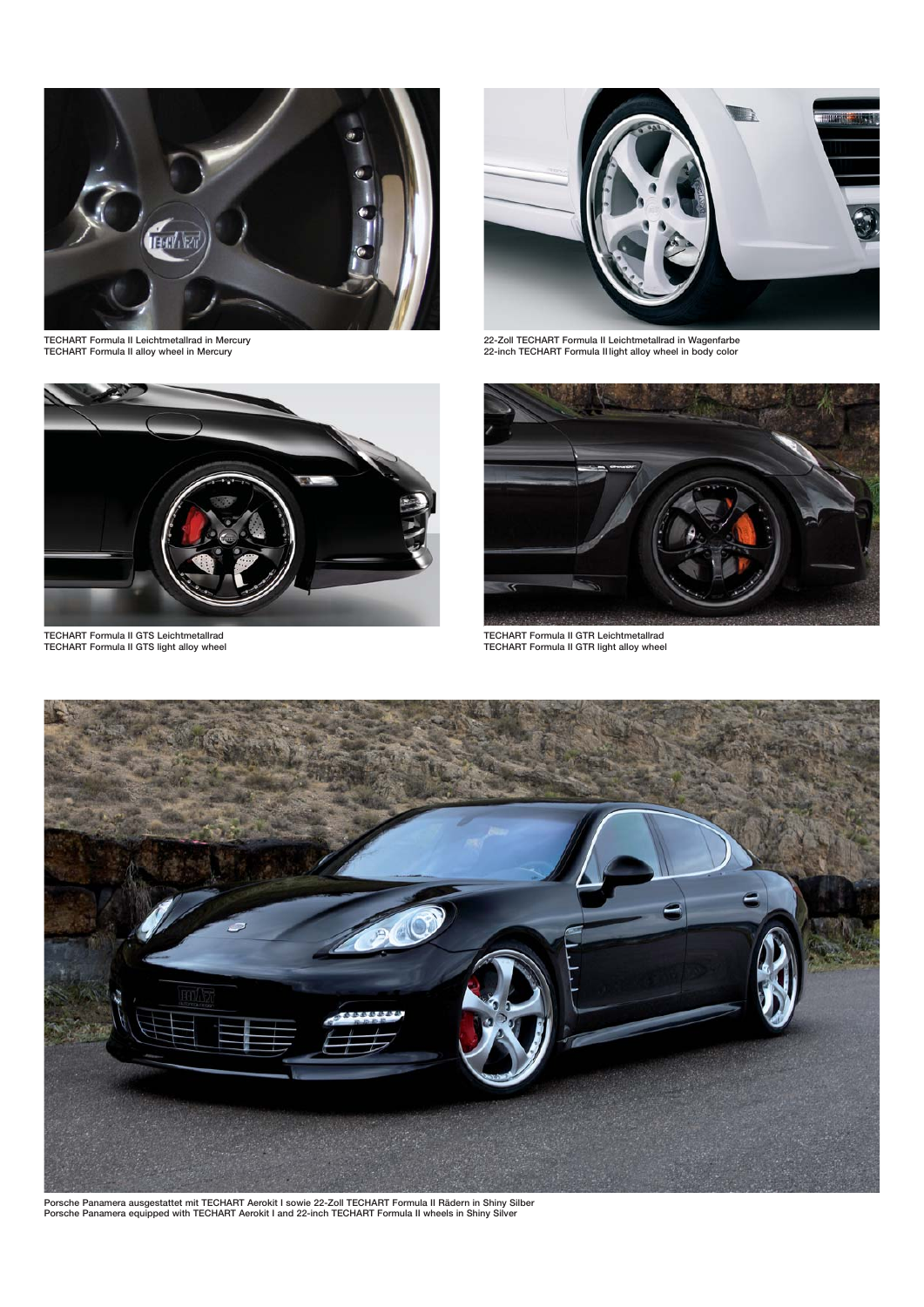TECHART Formula II Leichtmetallrad in Mercury
TECHART Formula II alloy wheel in Mercury

22-Zoll TECHART Formula II Leichtmetallrad in Wagenfarbe
22-inch TECHART Formula II light alloy wheel in body color

TECHART Formula II GTS Leichtmetallrad
TECHART Formula II GTS light alloy wheel

TECHART Formula II GTR Leichtmetallrad
TECHART Formula II GTR light alloy wheel

Porsche Panamera ausgestattet mit TECHART Aerokit I sowie 22-Zoll TECHART Formula II Rädern in Shiny Silber
Porsche Panamera equipped with TECHART Aerokit I and 22-inch TECHART Formula II wheels in Shiny Silver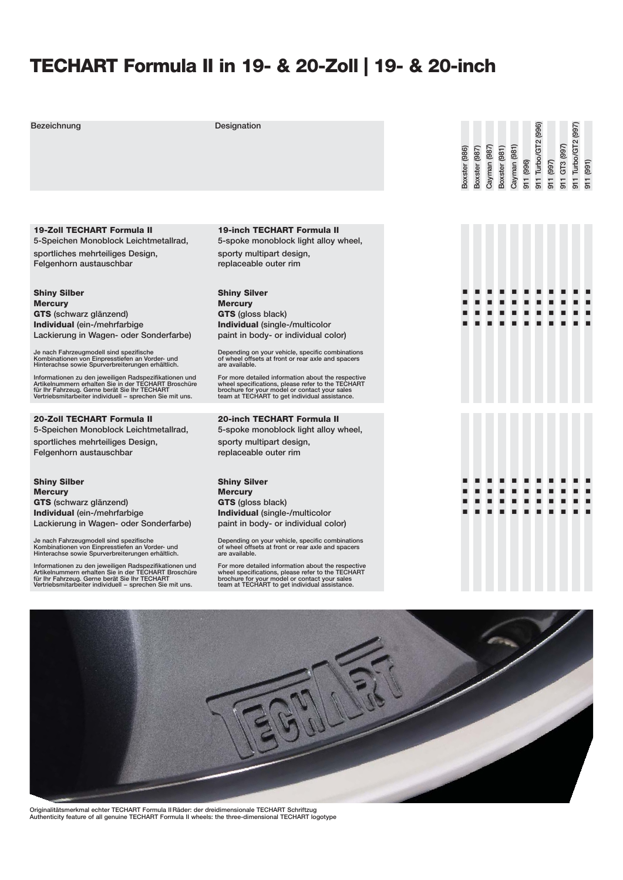# TECHART Formula II in 19- & 20-Zoll | 19- & 20-inch

| Bezeichnung | Designation | Boxster (986) | Boxster (987) | Cayman (987) | Boxster (981) | Cayman (981) | 911 (996) | 911 Turbo/GT2 (996) | 911 (997) | 911 GT3 (997) | 911 Turbo/GT2 (997) | 911 (991) |
|---|---|---|---|---|---|---|---|---|---|---|---|---|
| **19-Zoll TECHART Formula II** 5-Speichen Monoblock Leichtmetallrad, sportliches mehrteiliges Design, Felgenhorn austauschbar | **19-inch TECHART Formula II** 5-spoke monoblock light alloy wheel, sporty multipart design, replaceable outer rim | | | | | | | | | | | |
| **Shiny Silber** | **Shiny Silver** | ■ | ■ | ■ | ■ | ■ | ■ | ■ | ■ | ■ | ■ | ■ |
| **Mercury** | **Mercury** | ■ | ■ | ■ | ■ | ■ | ■ | ■ | ■ | ■ | ■ | ■ |
| **GTS** (schwarz glänzend) | **GTS** (gloss black) | ■ | ■ | ■ | ■ | ■ | ■ | ■ | ■ | ■ | ■ | ■ |
| **Individual** (ein-/mehrfarbige Lackierung in Wagen- oder Sonderfarbe) | **Individual** (single-/multicolor paint in body- or individual color) | ■ | ■ | ■ | ■ | ■ | ■ | ■ | ■ | ■ | ■ | ■ |
| Je nach Fahrzeugmodell sind spezifische Kombinationen von Einpresstiefen an Vorder- und Hinterachse sowie Spurverbreiterungen erhältlich. Informationen zu den jeweiligen Radspezifikationen und Artikelnummern erhalten Sie in der TECHART Broschüre für Ihr Fahrzeug. Gerne berät Sie Ihr TECHART Vertriebsmitarbeiter individuell – sprechen Sie mit uns. | Depending on your vehicle, specific combinations of wheel offsets at front or rear axle and spacers are available. For more detailed information about the respective wheel specifications, please refer to the TECHART brochure for your model or contact your sales team at TECHART to get individual assistance. | | | | | | | | | | | |
| **20-Zoll TECHART Formula II** 5-Speichen Monoblock Leichtmetallrad, sportliches mehrteiliges Design, Felgenhorn austauschbar | **20-inch TECHART Formula II** 5-spoke monoblock light alloy wheel, sporty multipart design, replaceable outer rim | | | | | | | | | | | |
| **Shiny Silber** | **Shiny Silver** | ■ | ■ | ■ | ■ | ■ | ■ | ■ | ■ | ■ | ■ | ■ |
| **Mercury** | **Mercury** | ■ | ■ | ■ | ■ | ■ | ■ | ■ | ■ | ■ | ■ | ■ |
| **GTS** (schwarz glänzend) | **GTS** (gloss black) | ■ | ■ | ■ | ■ | ■ | ■ | ■ | ■ | ■ | ■ | ■ |
| **Individual** (ein-/mehrfarbige Lackierung in Wagen- oder Sonderfarbe) | **Individual** (single-/multicolor paint in body- or individual color) | ■ | ■ | ■ | ■ | ■ | ■ | ■ | ■ | ■ | ■ | ■ |
| Je nach Fahrzeugmodell sind spezifische Kombinationen von Einpresstiefen an Vorder- und Hinterachse sowie Spurverbreiterungen erhältlich. Informationen zu den jeweiligen Radspezifikationen und Artikelnummern erhalten Sie in der TECHART Broschüre für Ihr Fahrzeug. Gerne berät Sie Ihr TECHART Vertriebsmitarbeiter individuell – sprechen Sie mit uns. | Depending on your vehicle, specific combinations of wheel offsets at front or rear axle and spacers are available. For more detailed information about the respective wheel specifications, please refer to the TECHART brochure for your model or contact your sales team at TECHART to get individual assistance. | | | | | | | | | | | |

Originalitätsmerkmal echter TECHART Formula II Räder: der dreidimensionale TECHART Schriftzug
Authenticity feature of all genuine TECHART Formula II wheels: the three-dimensional TECHART logotype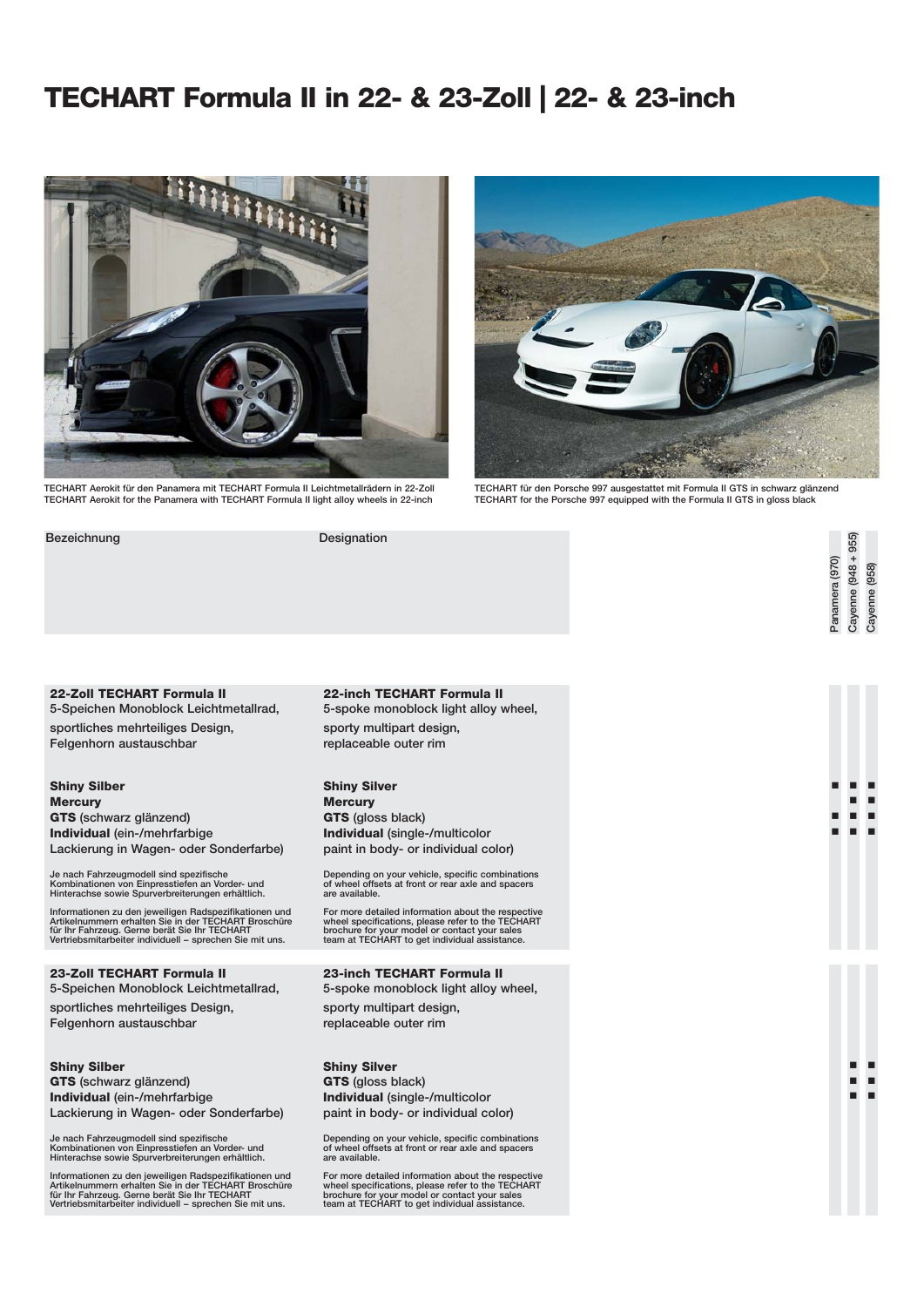# TECHART Formula II in 22- & 23-Zoll | 22- & 23-inch

TECHART Aerokit für den Panamera mit TECHART Formula II Leichtmetallrädern in 22-Zoll
TECHART Aerokit for the Panamera with TECHART Formula II light alloy wheels in 22-inch

TECHART für den Porsche 997 ausgestattet mit Formula II GTS in schwarz glänzend
TECHART for the Porsche 997 equipped with the Formula II GTS in gloss black

| Bezeichnung | Designation | Panamera (970) | Cayenne (948 + 955) | Cayenne (958) |
|---|---|---|---|---|
| **22-Zoll TECHART Formula II** 5-Speichen Monoblock Leichtmetallrad, sportliches mehrteiliges Design, Felgenhorn austauschbar | **22-inch TECHART Formula II** 5-spoke monoblock light alloy wheel, sporty multipart design, replaceable outer rim | | | |
| **Shiny Silber** | **Shiny Silver** | ■ | ■ | ■ |
| **Mercury** | **Mercury** | | ■ | ■ |
| **GTS** (schwarz glänzend) | **GTS** (gloss black) | ■ | ■ | ■ |
| **Individual** (ein-/mehrfarbige Lackierung in Wagen- oder Sonderfarbe) | **Individual** (single-/multicolor paint in body- or individual color) | ■ | ■ | ■ |
| Je nach Fahrzeugmodell sind spezifische Kombinationen von Einpresstiefen an Vorder- und Hinterachse sowie Spurverbreiterungen erhältlich. | Depending on your vehicle, specific combinations of wheel offsets at front or rear axle and spacers are available. | | | |
| Informationen zu den jeweiligen Radspezifikationen und Artikelnummern erhalten Sie in der TECHART Broschüre für Ihr Fahrzeug. Gerne berät Sie Ihr TECHART Vertriebsmitarbeiter individuell – sprechen Sie mit uns. | For more detailed information about the respective wheel specifications, please refer to the TECHART brochure for your model or contact your sales team at TECHART to get individual assistance. | | | |
| **23-Zoll TECHART Formula II** 5-Speichen Monoblock Leichtmetallrad, sportliches mehrteiliges Design, Felgenhorn austauschbar | **23-inch TECHART Formula II** 5-spoke monoblock light alloy wheel, sporty multipart design, replaceable outer rim | | | |
| **Shiny Silber** | **Shiny Silver** | | ■ | ■ |
| **GTS** (schwarz glänzend) | **GTS** (gloss black) | | ■ | ■ |
| **Individual** (ein-/mehrfarbige Lackierung in Wagen- oder Sonderfarbe) | **Individual** (single-/multicolor paint in body- or individual color) | | ■ | ■ |
| Je nach Fahrzeugmodell sind spezifische Kombinationen von Einpresstiefen an Vorder- und Hinterachse sowie Spurverbreiterungen erhältlich. | Depending on your vehicle, specific combinations of wheel offsets at front or rear axle and spacers are available. | | | |
| Informationen zu den jeweiligen Radspezifikationen und Artikelnummern erhalten Sie in der TECHART Broschüre für Ihr Fahrzeug. Gerne berät Sie Ihr TECHART Vertriebsmitarbeiter individuell – sprechen Sie mit uns. | For more detailed information about the respective wheel specifications, please refer to the TECHART brochure for your model or contact your sales team at TECHART to get individual assistance. | | | |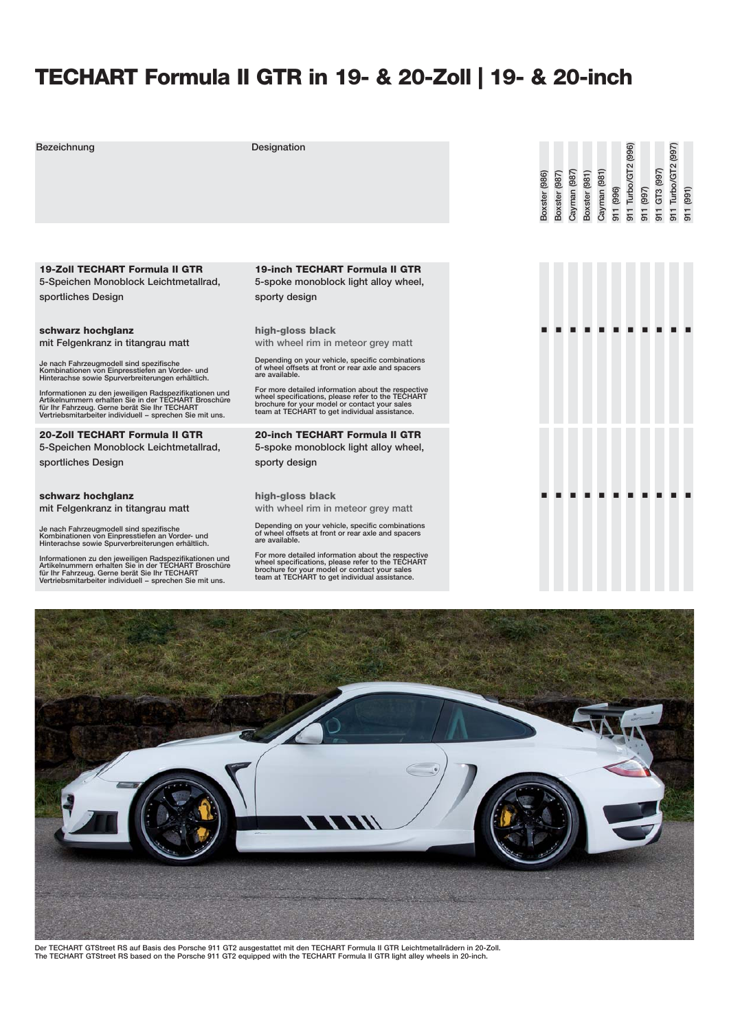# TECHART Formula II GTR in 19- & 20-Zoll | 19- & 20-inch

| Bezeichnung | Designation | Boxster (986) | Boxster (987) | Cayman (987) | Boxster (981) | Cayman (981) | 911 (996) | 911 Turbo/GT2 (996) | 911 (997) | 911 GT3 (997) | 911 Turbo/GT2 (997) | 911 (991) |
|---|---|---|---|---|---|---|---|---|---|---|---|---|
| **19-Zoll TECHART Formula II GTR**<br>5-Speichen Monoblock Leichtmetallrad, sportliches Design<br><br>**schwarz hochglanz**<br>mit Felgenkranz in titangrau matt<br><br>Je nach Fahrzeugmodell sind spezifische Kombinationen von Einpresstiefen an Vorder- und Hinterachse sowie Spurverbreiterungen erhältlich.<br><br>Informationen zu den jeweiligen Radspezifikationen und Artikelnummern erhalten Sie in der TECHART Broschüre für Ihr Fahrzeug. Gerne berät Sie Ihr TECHART Vertriebsmitarbeiter individuell – sprechen Sie mit uns. | **19-inch TECHART Formula II GTR**<br>5-spoke monoblock light alloy wheel, sporty design<br><br>**high-gloss black**<br>with wheel rim in meteor grey matt<br><br>Depending on your vehicle, specific combinations of wheel offsets at front or rear axle and spacers are available.<br><br>For more detailed information about the respective wheel specifications, please refer to the TECHART brochure for your model or contact your sales team at TECHART to get individual assistance. | ■ | ■ | ■ | ■ | ■ | ■ | ■ | ■ | ■ | ■ | ■ |
| **20-Zoll TECHART Formula II GTR**<br>5-Speichen Monoblock Leichtmetallrad, sportliches Design<br><br>**schwarz hochglanz**<br>mit Felgenkranz in titangrau matt<br><br>Je nach Fahrzeugmodell sind spezifische Kombinationen von Einpresstiefen an Vorder- und Hinterachse sowie Spurverbreiterungen erhältlich.<br><br>Informationen zu den jeweiligen Radspezifikationen und Artikelnummern erhalten Sie in der TECHART Broschüre für Ihr Fahrzeug. Gerne berät Sie Ihr TECHART Vertriebsmitarbeiter individuell – sprechen Sie mit uns. | **20-inch TECHART Formula II GTR**<br>5-spoke monoblock light alloy wheel, sporty design<br><br>**high-gloss black**<br>with wheel rim in meteor grey matt<br><br>Depending on your vehicle, specific combinations of wheel offsets at front or rear axle and spacers are available.<br><br>For more detailed information about the respective wheel specifications, please refer to the TECHART brochure for your model or contact your sales team at TECHART to get individual assistance. | ■ | ■ | ■ | ■ | ■ | ■ | ■ | ■ | ■ | ■ | ■ |

Der TECHART GTStreet RS auf Basis des Porsche 911 GT2 ausgestattet mit den TECHART Formula II GTR Leichtmetallrädern in 20-Zoll.
The TECHART GTStreet RS based on the Porsche 911 GT2 equipped with the TECHART Formula II GTR light alley wheels in 20-inch.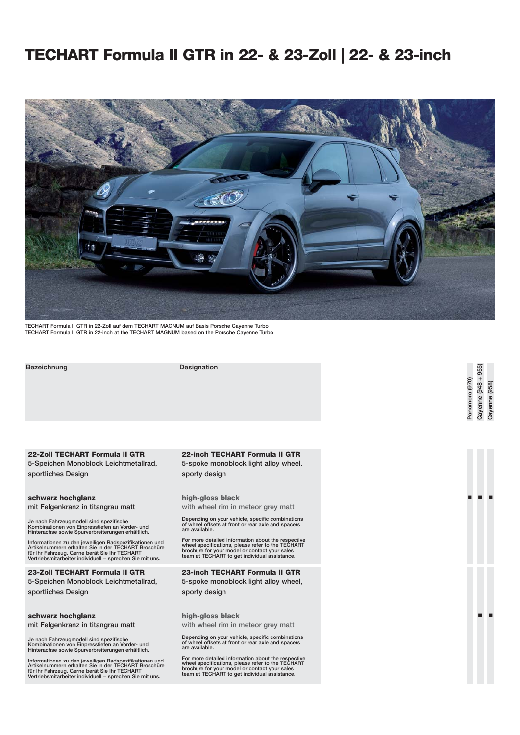# TECHART Formula II GTR in 22- & 23-Zoll | 22- & 23-inch

TECHART Formula II GTR in 22-Zoll auf dem TECHART MAGNUM auf Basis Porsche Cayenne Turbo
TECHART Formula II GTR in 22-inch at the TECHART MAGNUM based on the Porsche Cayenne Turbo

| Bezeichnung | Designation | Panamera (970) | Cayenne (948 + 955) | Cayenne (958) |
|---|---|---|---|---|
| **22-Zoll TECHART Formula II GTR**<br>5-Speichen Monoblock Leichtmetallrad, sportliches Design<br><br>**schwarz hochglanz**<br>mit Felgenkranz in titangrau matt<br><br>Je nach Fahrzeugmodell sind spezifische Kombinationen von Einpresstiefen an Vorder- und Hinterachse sowie Spurverbreiterungen erhältlich.<br><br>Informationen zu den jeweiligen Radspezifikationen und Artikelnummern erhalten Sie in der TECHART Broschüre für Ihr Fahrzeug. Gerne berät Sie Ihr TECHART Vertriebsmitarbeiter individuell – sprechen Sie mit uns. | **22-inch TECHART Formula II GTR**<br>5-spoke monoblock light alloy wheel, sporty design<br><br>**high-gloss black**<br>with wheel rim in meteor grey matt<br><br>Depending on your vehicle, specific combinations of wheel offsets at front or rear axle and spacers are available.<br><br>For more detailed information about the respective wheel specifications, please refer to the TECHART brochure for your model or contact your sales team at TECHART to get individual assistance. | ■ | ■ | ■ |
| **23-Zoll TECHART Formula II GTR**<br>5-Speichen Monoblock Leichtmetallrad, sportliches Design<br><br>**schwarz hochglanz**<br>mit Felgenkranz in titangrau matt<br><br>Je nach Fahrzeugmodell sind spezifische Kombinationen von Einpresstiefen an Vorder- und Hinterachse sowie Spurverbreiterungen erhältlich.<br><br>Informationen zu den jeweiligen Radspezifikationen und Artikelnummern erhalten Sie in der TECHART Broschüre für Ihr Fahrzeug. Gerne berät Sie Ihr TECHART Vertriebsmitarbeiter individuell – sprechen Sie mit uns. | **23-inch TECHART Formula II GTR**<br>5-spoke monoblock light alloy wheel, sporty design<br><br>**high-gloss black**<br>with wheel rim in meteor grey matt<br><br>Depending on your vehicle, specific combinations of wheel offsets at front or rear axle and spacers are available.<br><br>For more detailed information about the respective wheel specifications, please refer to the TECHART brochure for your model or contact your sales team at TECHART to get individual assistance. | | ■ | ■ |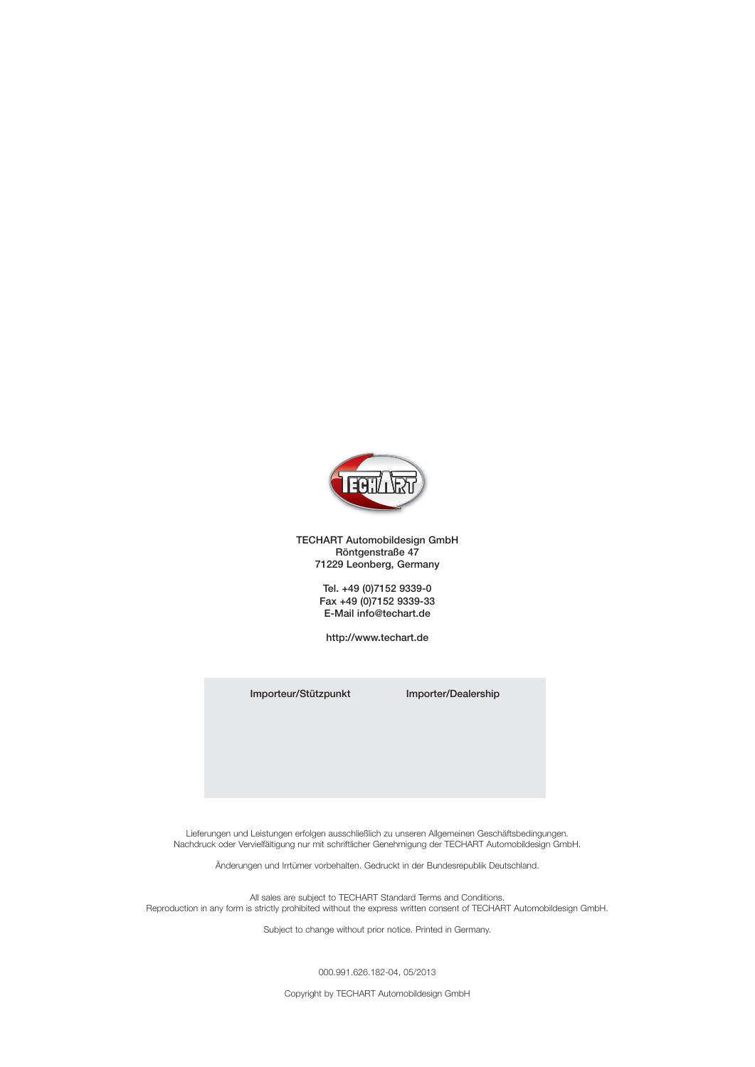**TECHART Automobildesign GmbH**
**Röntgenstraße 47**
**71229 Leonberg, Germany**

**Tel. +49 (0)7152 9339-0**
**Fax +49 (0)7152 9339-33**
**E-Mail info@techart.de**

**http://www.techart.de**

**Importeur/Stützpunkt** **Importer/Dealership**

Lieferungen und Leistungen erfolgen ausschließlich zu unseren Allgemeinen Geschäftsbedingungen.
Nachdruck oder Vervielfältigung nur mit schriftlicher Genehmigung der TECHART Automobildesign GmbH.

Änderungen und Irrtümer vorbehalten. Gedruckt in der Bundesrepublik Deutschland.

All sales are subject to TECHART Standard Terms and Conditions.
Reproduction in any form is strictly prohibited without the express written consent of TECHART Automobildesign GmbH.

Subject to change without prior notice. Printed in Germany.

000.991.626.182-04, 05/2013

Copyright by TECHART Automobildesign GmbH